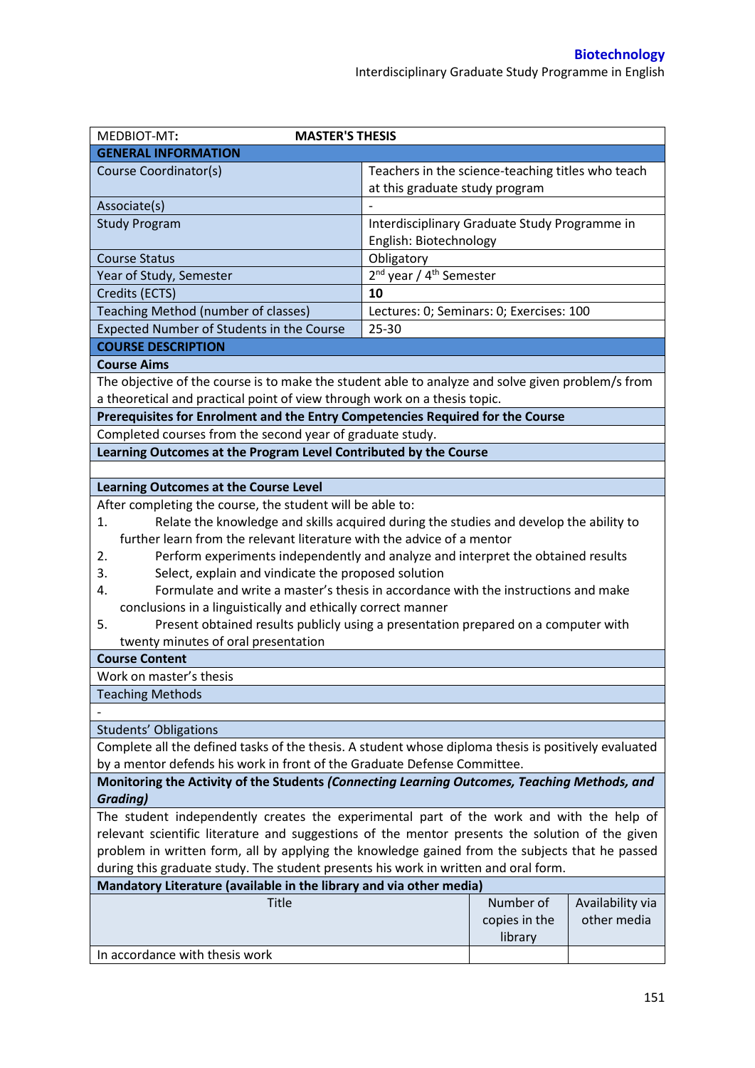**Biotechnology**
Interdisciplinary Graduate Study Programme in English

| MEDBIOT-MT: | **MASTER'S THESIS** |
|---|---|
| **GENERAL INFORMATION** | |
| Course Coordinator(s) | Teachers in the science-teaching titles who teach at this graduate study program |
| Associate(s) | - |
| Study Program | Interdisciplinary Graduate Study Programme in English: Biotechnology |
| Course Status | Obligatory |
| Year of Study, Semester | 2nd year / 4th Semester |
| Credits (ECTS) | **10** |
| Teaching Method (number of classes) | Lectures: 0; Seminars: 0; Exercises: 100 |
| Expected Number of Students in the Course | 25-30 |

**COURSE DESCRIPTION**

**Course Aims**

The objective of the course is to make the student able to analyze and solve given problem/s from a theoretical and practical point of view through work on a thesis topic.

**Prerequisites for Enrolment and the Entry Competencies Required for the Course**

Completed courses from the second year of graduate study.

**Learning Outcomes at the Program Level Contributed by the Course**

**Learning Outcomes at the Course Level**

After completing the course, the student will be able to:

1. Relate the knowledge and skills acquired during the studies and develop the ability to further learn from the relevant literature with the advice of a mentor
2. Perform experiments independently and analyze and interpret the obtained results
3. Select, explain and vindicate the proposed solution
4. Formulate and write a master's thesis in accordance with the instructions and make conclusions in a linguistically and ethically correct manner
5. Present obtained results publicly using a presentation prepared on a computer with twenty minutes of oral presentation

**Course Content**

Work on master's thesis

Teaching Methods

-

Students' Obligations

Complete all the defined tasks of the thesis. A student whose diploma thesis is positively evaluated by a mentor defends his work in front of the Graduate Defense Committee.

**Monitoring the Activity of the Students *(Connecting Learning Outcomes, Teaching Methods, and Grading)***

The student independently creates the experimental part of the work and with the help of relevant scientific literature and suggestions of the mentor presents the solution of the given problem in written form, all by applying the knowledge gained from the subjects that he passed during this graduate study. The student presents his work in written and oral form.

**Mandatory Literature (available in the library and via other media)**

| Title | Number of copies in the library | Availability via other media |
|---|---|---|
| In accordance with thesis work | | |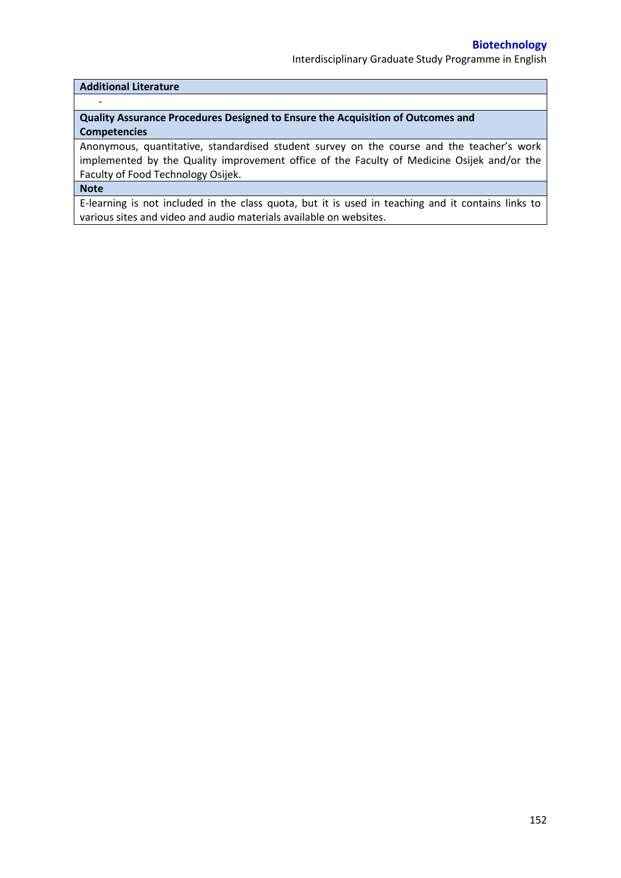| Additional Literature |
|---|
| - |
| **Quality Assurance Procedures Designed to Ensure the Acquisition of Outcomes and Competencies** |
| Anonymous, quantitative, standardised student survey on the course and the teacher's work implemented by the Quality improvement office of the Faculty of Medicine Osijek and/or the Faculty of Food Technology Osijek. |
| **Note** |
| E-learning is not included in the class quota, but it is used in teaching and it contains links to various sites and video and audio materials available on websites. |